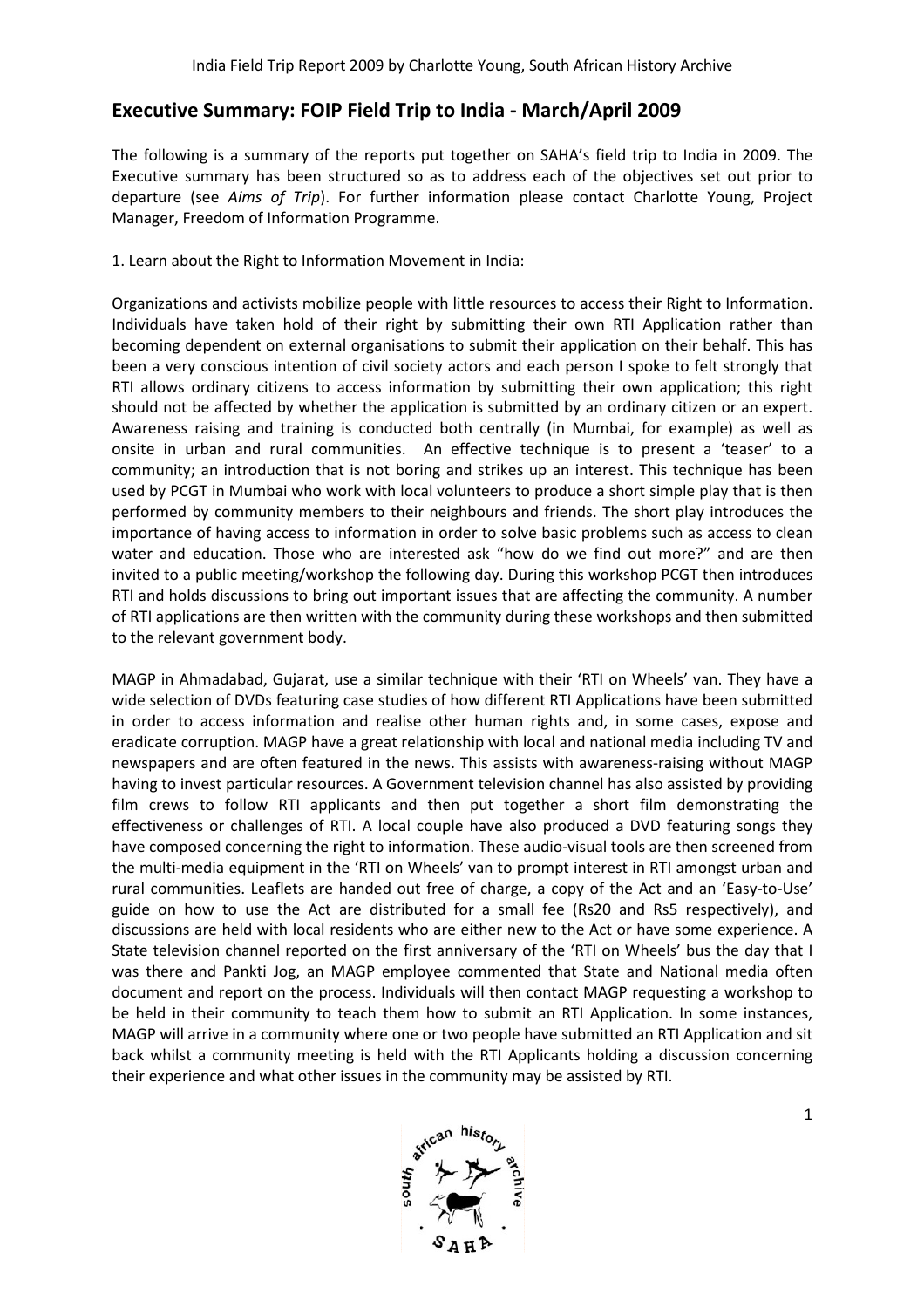## Executive Summary: FOIP Field Trip to India - March/April 2009

The following is a summary of the reports put together on SAHA's field trip to India in 2009. The Executive summary has been structured so as to address each of the objectives set out prior to departure (see *Aims of Trip*). For further information please contact Charlotte Young, Project Manager, Freedom of Information Programme.

1. Learn about the Right to Information Movement in India:

Organizations and activists mobilize people with little resources to access their Right to Information. Individuals have taken hold of their right by submitting their own RTI Application rather than becoming dependent on external organisations to submit their application on their behalf. This has been a very conscious intention of civil society actors and each person I spoke to felt strongly that RTI allows ordinary citizens to access information by submitting their own application; this right should not be affected by whether the application is submitted by an ordinary citizen or an expert. Awareness raising and training is conducted both centrally (in Mumbai, for example) as well as onsite in urban and rural communities. An effective technique is to present a 'teaser' to a community; an introduction that is not boring and strikes up an interest. This technique has been used by PCGT in Mumbai who work with local volunteers to produce a short simple play that is then performed by community members to their neighbours and friends. The short play introduces the importance of having access to information in order to solve basic problems such as access to clean water and education. Those who are interested ask "how do we find out more?" and are then invited to a public meeting/workshop the following day. During this workshop PCGT then introduces RTI and holds discussions to bring out important issues that are affecting the community. A number of RTI applications are then written with the community during these workshops and then submitted to the relevant government body.

MAGP in Ahmadabad, Gujarat, use a similar technique with their 'RTI on Wheels' van. They have a wide selection of DVDs featuring case studies of how different RTI Applications have been submitted in order to access information and realise other human rights and, in some cases, expose and eradicate corruption. MAGP have a great relationship with local and national media including TV and newspapers and are often featured in the news. This assists with awareness-raising without MAGP having to invest particular resources. A Government television channel has also assisted by providing film crews to follow RTI applicants and then put together a short film demonstrating the effectiveness or challenges of RTI. A local couple have also produced a DVD featuring songs they have composed concerning the right to information. These audio-visual tools are then screened from the multi-media equipment in the 'RTI on Wheels' van to prompt interest in RTI amongst urban and rural communities. Leaflets are handed out free of charge, a copy of the Act and an 'Easy-to-Use' guide on how to use the Act are distributed for a small fee (Rs20 and Rs5 respectively), and discussions are held with local residents who are either new to the Act or have some experience. A State television channel reported on the first anniversary of the 'RTI on Wheels' bus the day that I was there and Pankti Jog, an MAGP employee commented that State and National media often document and report on the process. Individuals will then contact MAGP requesting a workshop to be held in their community to teach them how to submit an RTI Application. In some instances, MAGP will arrive in a community where one or two people have submitted an RTI Application and sit back whilst a community meeting is held with the RTI Applicants holding a discussion concerning their experience and what other issues in the community may be assisted by RTI.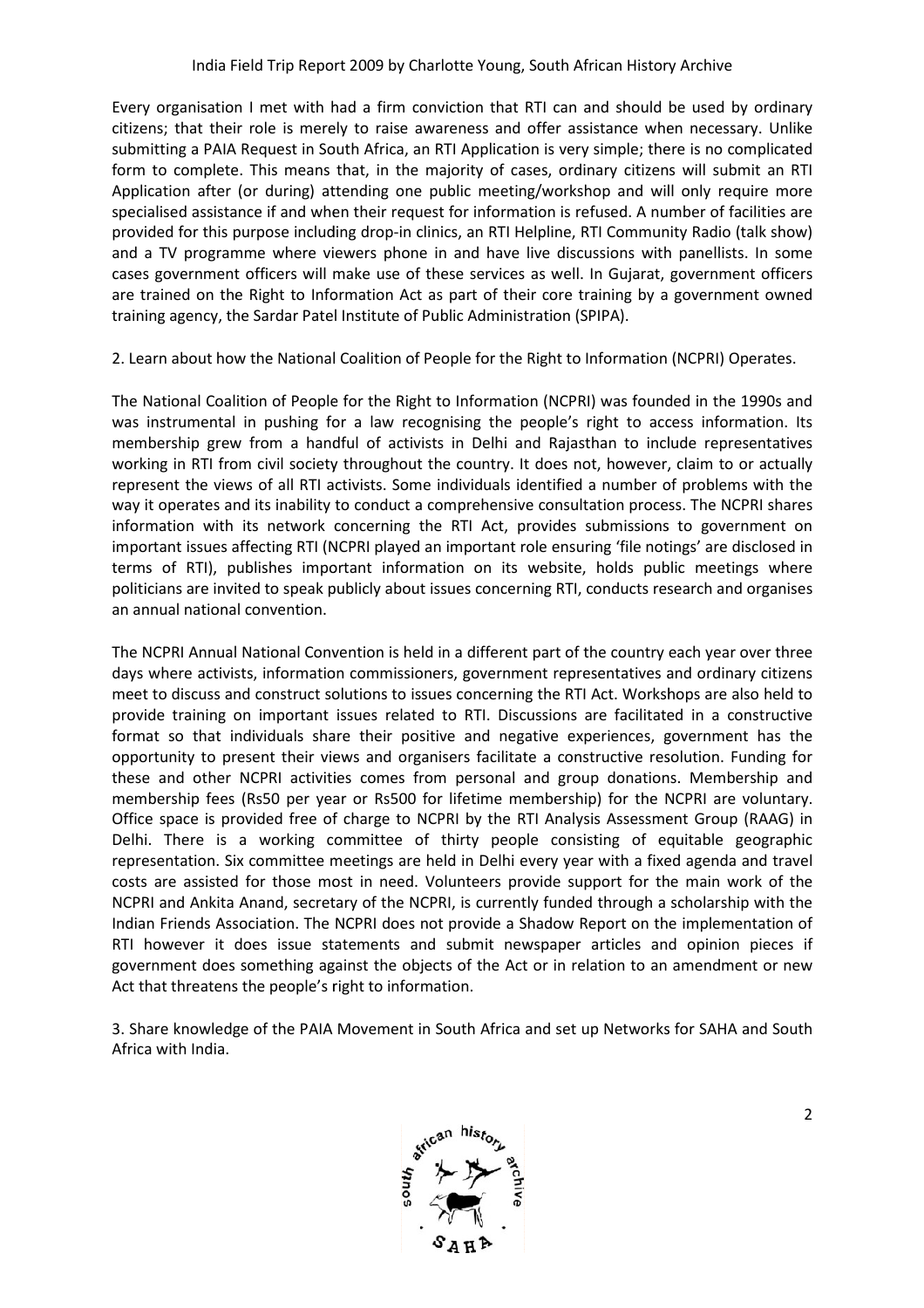Every organisation I met with had a firm conviction that RTI can and should be used by ordinary citizens; that their role is merely to raise awareness and offer assistance when necessary. Unlike submitting a PAIA Request in South Africa, an RTI Application is very simple; there is no complicated form to complete. This means that, in the majority of cases, ordinary citizens will submit an RTI Application after (or during) attending one public meeting/workshop and will only require more specialised assistance if and when their request for information is refused. A number of facilities are provided for this purpose including drop-in clinics, an RTI Helpline, RTI Community Radio (talk show) and a TV programme where viewers phone in and have live discussions with panellists. In some cases government officers will make use of these services as well. In Gujarat, government officers are trained on the Right to Information Act as part of their core training by a government owned training agency, the Sardar Patel Institute of Public Administration (SPIPA).

2. Learn about how the National Coalition of People for the Right to Information (NCPRI) Operates.

The National Coalition of People for the Right to Information (NCPRI) was founded in the 1990s and was instrumental in pushing for a law recognising the people's right to access information. Its membership grew from a handful of activists in Delhi and Rajasthan to include representatives working in RTI from civil society throughout the country. It does not, however, claim to or actually represent the views of all RTI activists. Some individuals identified a number of problems with the way it operates and its inability to conduct a comprehensive consultation process. The NCPRI shares information with its network concerning the RTI Act, provides submissions to government on important issues affecting RTI (NCPRI played an important role ensuring 'file notings' are disclosed in terms of RTI), publishes important information on its website, holds public meetings where politicians are invited to speak publicly about issues concerning RTI, conducts research and organises an annual national convention.

The NCPRI Annual National Convention is held in a different part of the country each year over three days where activists, information commissioners, government representatives and ordinary citizens meet to discuss and construct solutions to issues concerning the RTI Act. Workshops are also held to provide training on important issues related to RTI. Discussions are facilitated in a constructive format so that individuals share their positive and negative experiences, government has the opportunity to present their views and organisers facilitate a constructive resolution. Funding for these and other NCPRI activities comes from personal and group donations. Membership and membership fees (Rs50 per year or Rs500 for lifetime membership) for the NCPRI are voluntary. Office space is provided free of charge to NCPRI by the RTI Analysis Assessment Group (RAAG) in Delhi. There is a working committee of thirty people consisting of equitable geographic representation. Six committee meetings are held in Delhi every year with a fixed agenda and travel costs are assisted for those most in need. Volunteers provide support for the main work of the NCPRI and Ankita Anand, secretary of the NCPRI, is currently funded through a scholarship with the Indian Friends Association. The NCPRI does not provide a Shadow Report on the implementation of RTI however it does issue statements and submit newspaper articles and opinion pieces if government does something against the objects of the Act or in relation to an amendment or new Act that threatens the people's right to information.

3. Share knowledge of the PAIA Movement in South Africa and set up Networks for SAHA and South Africa with India.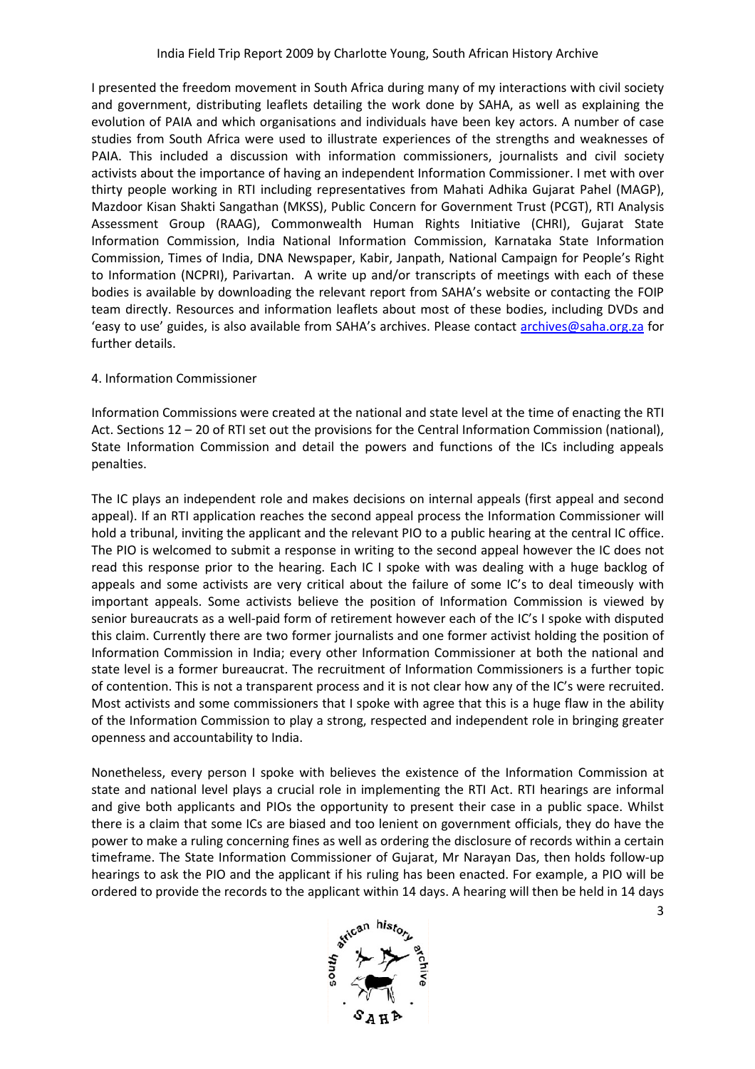I presented the freedom movement in South Africa during many of my interactions with civil society and government, distributing leaflets detailing the work done by SAHA, as well as explaining the evolution of PAIA and which organisations and individuals have been key actors. A number of case studies from South Africa were used to illustrate experiences of the strengths and weaknesses of PAIA. This included a discussion with information commissioners, journalists and civil society activists about the importance of having an independent Information Commissioner. I met with over thirty people working in RTI including representatives from Mahati Adhika Gujarat Pahel (MAGP), Mazdoor Kisan Shakti Sangathan (MKSS), Public Concern for Government Trust (PCGT), RTI Analysis Assessment Group (RAAG), Commonwealth Human Rights Initiative (CHRI), Gujarat State Information Commission, India National Information Commission, Karnataka State Information Commission, Times of India, DNA Newspaper, Kabir, Janpath, National Campaign for People's Right to Information (NCPRI), Parivartan. A write up and/or transcripts of meetings with each of these bodies is available by downloading the relevant report from SAHA's website or contacting the FOIP team directly. Resources and information leaflets about most of these bodies, including DVDs and 'easy to use' guides, is also available from SAHA's archives. Please contact archives@saha.org.za for further details.

## 4. Information Commissioner

Information Commissions were created at the national and state level at the time of enacting the RTI Act. Sections 12 – 20 of RTI set out the provisions for the Central Information Commission (national), State Information Commission and detail the powers and functions of the ICs including appeals penalties.

The IC plays an independent role and makes decisions on internal appeals (first appeal and second appeal). If an RTI application reaches the second appeal process the Information Commissioner will hold a tribunal, inviting the applicant and the relevant PIO to a public hearing at the central IC office. The PIO is welcomed to submit a response in writing to the second appeal however the IC does not read this response prior to the hearing. Each IC I spoke with was dealing with a huge backlog of appeals and some activists are very critical about the failure of some IC's to deal timeously with important appeals. Some activists believe the position of Information Commission is viewed by senior bureaucrats as a well-paid form of retirement however each of the IC's I spoke with disputed this claim. Currently there are two former journalists and one former activist holding the position of Information Commission in India; every other Information Commissioner at both the national and state level is a former bureaucrat. The recruitment of Information Commissioners is a further topic of contention. This is not a transparent process and it is not clear how any of the IC's were recruited. Most activists and some commissioners that I spoke with agree that this is a huge flaw in the ability of the Information Commission to play a strong, respected and independent role in bringing greater openness and accountability to India.

Nonetheless, every person I spoke with believes the existence of the Information Commission at state and national level plays a crucial role in implementing the RTI Act. RTI hearings are informal and give both applicants and PIOs the opportunity to present their case in a public space. Whilst there is a claim that some ICs are biased and too lenient on government officials, they do have the power to make a ruling concerning fines as well as ordering the disclosure of records within a certain timeframe. The State Information Commissioner of Gujarat, Mr Narayan Das, then holds follow-up hearings to ask the PIO and the applicant if his ruling has been enacted. For example, a PIO will be ordered to provide the records to the applicant within 14 days. A hearing will then be held in 14 days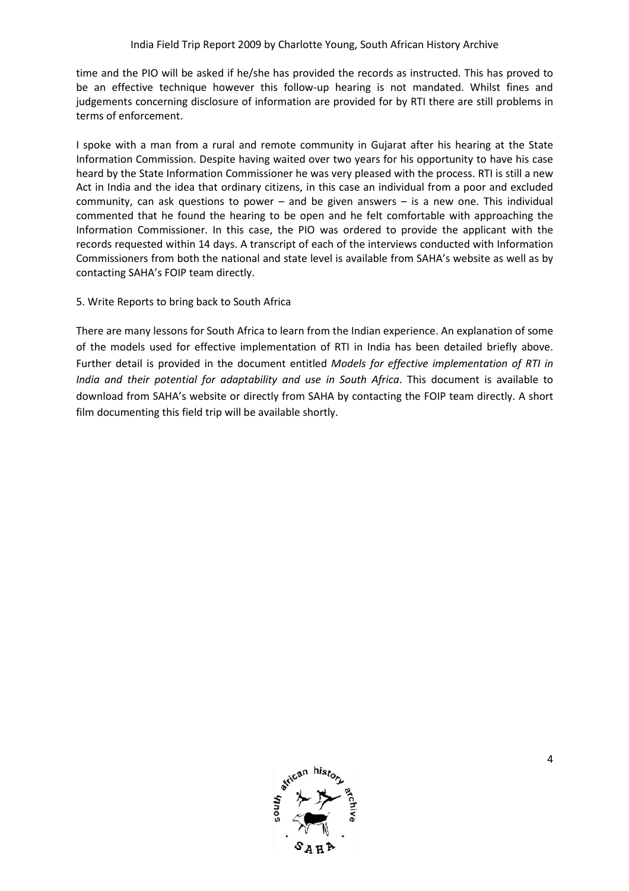time and the PIO will be asked if he/she has provided the records as instructed. This has proved to be an effective technique however this follow-up hearing is not mandated. Whilst fines and judgements concerning disclosure of information are provided for by RTI there are still problems in terms of enforcement.

I spoke with a man from a rural and remote community in Gujarat after his hearing at the State Information Commission. Despite having waited over two years for his opportunity to have his case heard by the State Information Commissioner he was very pleased with the process. RTI is still a new Act in India and the idea that ordinary citizens, in this case an individual from a poor and excluded community, can ask questions to power – and be given answers – is a new one. This individual commented that he found the hearing to be open and he felt comfortable with approaching the Information Commissioner. In this case, the PIO was ordered to provide the applicant with the records requested within 14 days. A transcript of each of the interviews conducted with Information Commissioners from both the national and state level is available from SAHA's website as well as by contacting SAHA's FOIP team directly.

5. Write Reports to bring back to South Africa

There are many lessons for South Africa to learn from the Indian experience. An explanation of some of the models used for effective implementation of RTI in India has been detailed briefly above. Further detail is provided in the document entitled *Models for effective implementation of RTI in India and their potential for adaptability and use in South Africa*. This document is available to download from SAHA's website or directly from SAHA by contacting the FOIP team directly. A short film documenting this field trip will be available shortly.